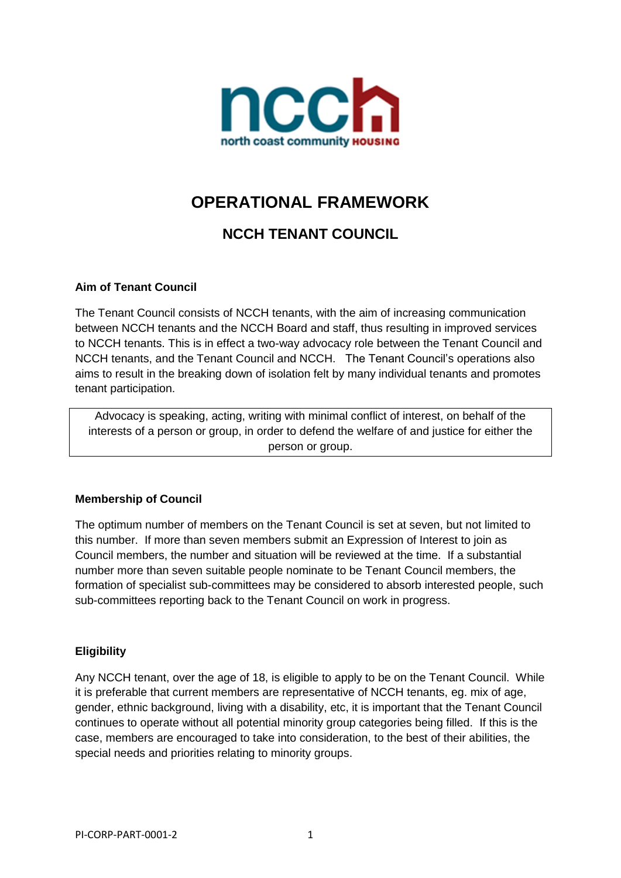# OPERATIONAL FRAMEWORK

## NCCH TENANT COUNCIL

### Aim of Tenant Council

The Tenant Council consists of NCCH tenants, with the aim of increasing communication between NCCH tenants and the NCCH Board and staff, thus resulting in improved services to NCCH tenants. This is in effect a two-way advocacy role between the Tenant Council and NCCH tenants, and the Tenant Council and NCCH. The Tenant Council's operations also aims to result in the breaking down of isolation felt by many individual tenants and promotes tenant participation.

> Advocacy is speaking, acting, writing with minimal conflict of interest, on behalf of the interests of a person or group, in order to defend the welfare of and justice for either the person or group.

### Membership of Council

The optimum number of members on the Tenant Council is set at seven, but not limited to this number. If more than seven members submit an Expression of Interest to join as Council members, the number and situation will be reviewed at the time. If a substantial number more than seven suitable people nominate to be Tenant Council members, the formation of specialist sub-committees may be considered to absorb interested people, such sub-committees reporting back to the Tenant Council on work in progress.

### Eligibility

Any NCCH tenant, over the age of 18, is eligible to apply to be on the Tenant Council. While it is preferable that current members are representative of NCCH tenants, eg. mix of age, gender, ethnic background, living with a disability, etc, it is important that the Tenant Council continues to operate without all potential minority group categories being filled. If this is the case, members are encouraged to take into consideration, to the best of their abilities, the special needs and priorities relating to minority groups.

PI-CORP-PART-0001-2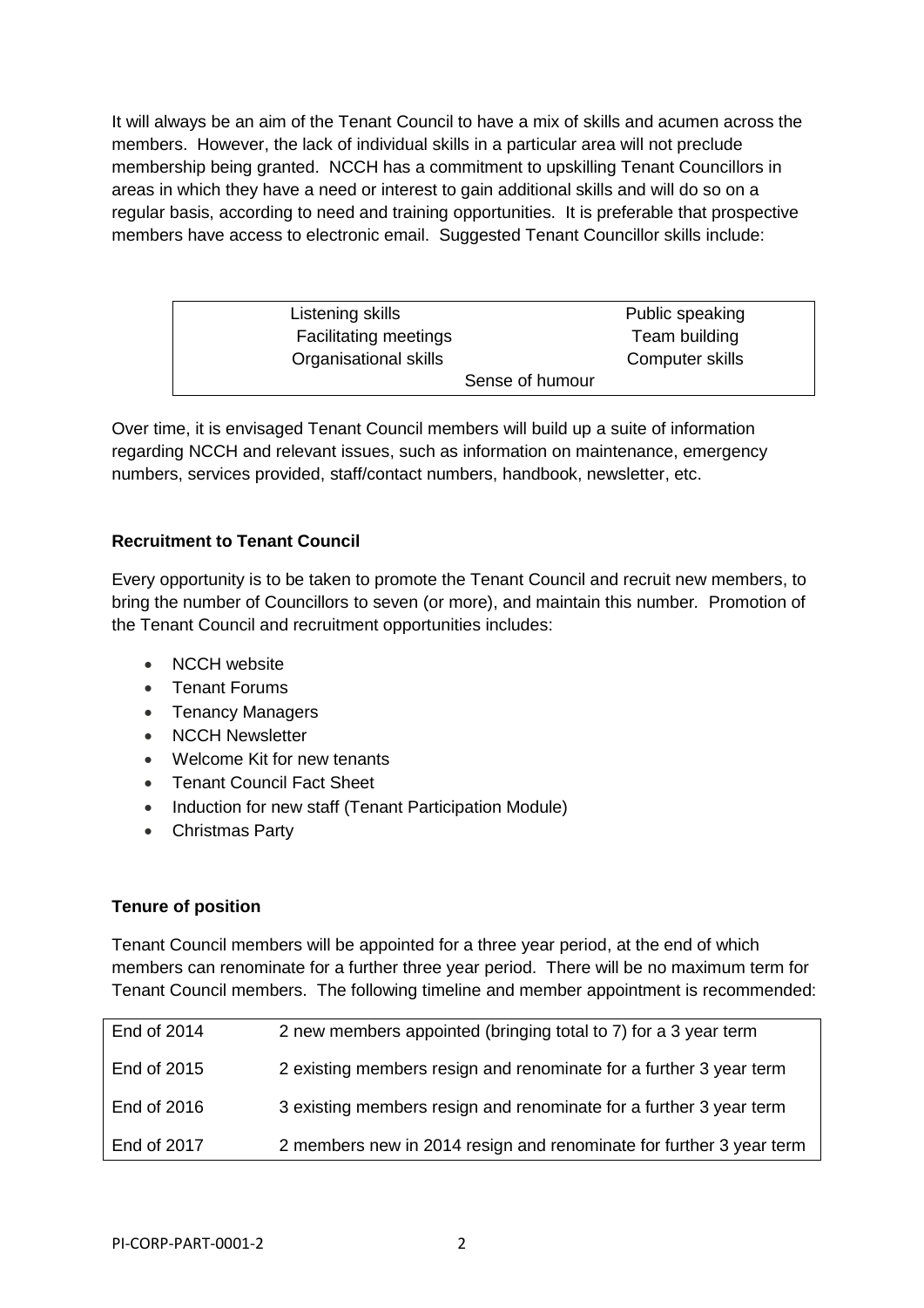It will always be an aim of the Tenant Council to have a mix of skills and acumen across the members. However, the lack of individual skills in a particular area will not preclude membership being granted. NCCH has a commitment to upskilling Tenant Councillors in areas in which they have a need or interest to gain additional skills and will do so on a regular basis, according to need and training opportunities. It is preferable that prospective members have access to electronic email. Suggested Tenant Councillor skills include:

| | |
|---|---|
| Listening skills | Public speaking |
| Facilitating meetings | Team building |
| Organisational skills | Computer skills |
| Sense of humour | |

Over time, it is envisaged Tenant Council members will build up a suite of information regarding NCCH and relevant issues, such as information on maintenance, emergency numbers, services provided, staff/contact numbers, handbook, newsletter, etc.

**Recruitment to Tenant Council**

Every opportunity is to be taken to promote the Tenant Council and recruit new members, to bring the number of Councillors to seven (or more), and maintain this number. Promotion of the Tenant Council and recruitment opportunities includes:

- NCCH website
- Tenant Forums
- Tenancy Managers
- NCCH Newsletter
- Welcome Kit for new tenants
- Tenant Council Fact Sheet
- Induction for new staff (Tenant Participation Module)
- Christmas Party

**Tenure of position**

Tenant Council members will be appointed for a three year period, at the end of which members can renominate for a further three year period. There will be no maximum term for Tenant Council members. The following timeline and member appointment is recommended:

| | |
|---|---|
| End of 2014 | 2 new members appointed (bringing total to 7) for a 3 year term |
| End of 2015 | 2 existing members resign and renominate for a further 3 year term |
| End of 2016 | 3 existing members resign and renominate for a further 3 year term |
| End of 2017 | 2 members new in 2014 resign and renominate for further 3 year term |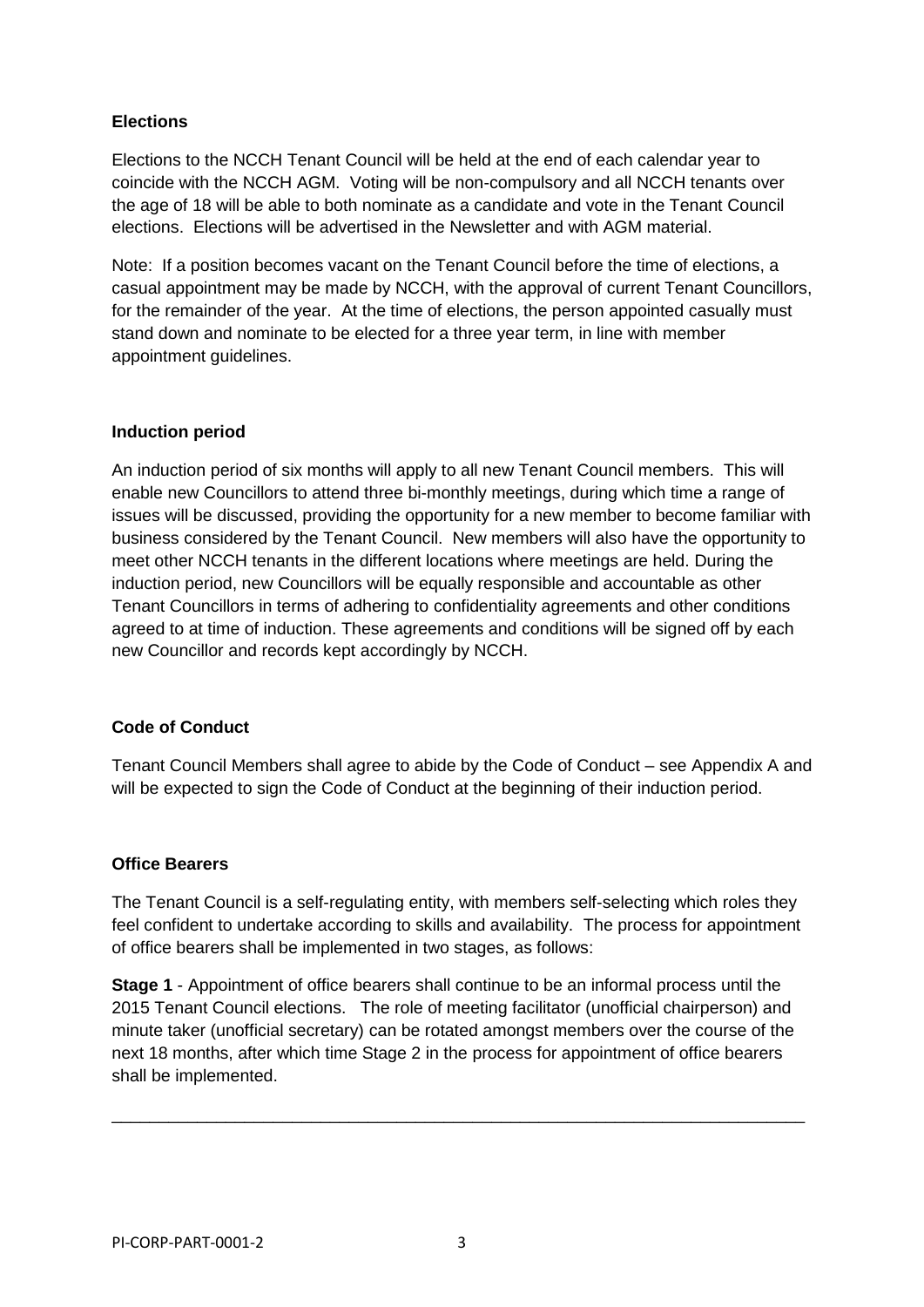**Elections**

Elections to the NCCH Tenant Council will be held at the end of each calendar year to coincide with the NCCH AGM. Voting will be non-compulsory and all NCCH tenants over the age of 18 will be able to both nominate as a candidate and vote in the Tenant Council elections. Elections will be advertised in the Newsletter and with AGM material.

Note: If a position becomes vacant on the Tenant Council before the time of elections, a casual appointment may be made by NCCH, with the approval of current Tenant Councillors, for the remainder of the year. At the time of elections, the person appointed casually must stand down and nominate to be elected for a three year term, in line with member appointment guidelines.

**Induction period**

An induction period of six months will apply to all new Tenant Council members. This will enable new Councillors to attend three bi-monthly meetings, during which time a range of issues will be discussed, providing the opportunity for a new member to become familiar with business considered by the Tenant Council. New members will also have the opportunity to meet other NCCH tenants in the different locations where meetings are held. During the induction period, new Councillors will be equally responsible and accountable as other Tenant Councillors in terms of adhering to confidentiality agreements and other conditions agreed to at time of induction. These agreements and conditions will be signed off by each new Councillor and records kept accordingly by NCCH.

**Code of Conduct**

Tenant Council Members shall agree to abide by the Code of Conduct – see Appendix A and will be expected to sign the Code of Conduct at the beginning of their induction period.

**Office Bearers**

The Tenant Council is a self-regulating entity, with members self-selecting which roles they feel confident to undertake according to skills and availability. The process for appointment of office bearers shall be implemented in two stages, as follows:

**Stage 1** - Appointment of office bearers shall continue to be an informal process until the 2015 Tenant Council elections. The role of meeting facilitator (unofficial chairperson) and minute taker (unofficial secretary) can be rotated amongst members over the course of the next 18 months, after which time Stage 2 in the process for appointment of office bearers shall be implemented.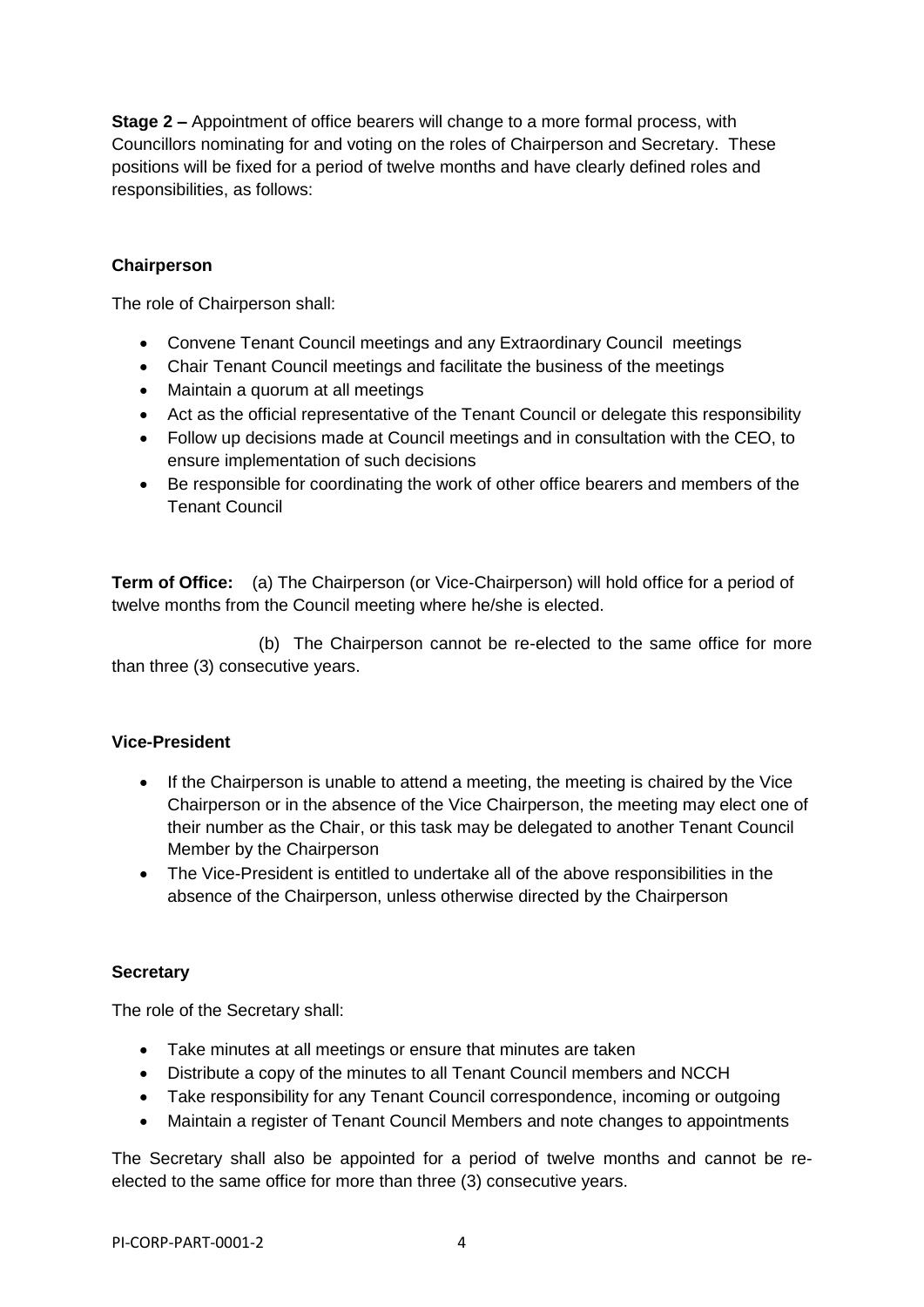**Stage 2 –** Appointment of office bearers will change to a more formal process, with Councillors nominating for and voting on the roles of Chairperson and Secretary. These positions will be fixed for a period of twelve months and have clearly defined roles and responsibilities, as follows:

**Chairperson**

The role of Chairperson shall:

- Convene Tenant Council meetings and any Extraordinary Council meetings
- Chair Tenant Council meetings and facilitate the business of the meetings
- Maintain a quorum at all meetings
- Act as the official representative of the Tenant Council or delegate this responsibility
- Follow up decisions made at Council meetings and in consultation with the CEO, to ensure implementation of such decisions
- Be responsible for coordinating the work of other office bearers and members of the Tenant Council

**Term of Office:** (a) The Chairperson (or Vice-Chairperson) will hold office for a period of twelve months from the Council meeting where he/she is elected.

(b) The Chairperson cannot be re-elected to the same office for more than three (3) consecutive years.

**Vice-President**

- If the Chairperson is unable to attend a meeting, the meeting is chaired by the Vice Chairperson or in the absence of the Vice Chairperson, the meeting may elect one of their number as the Chair, or this task may be delegated to another Tenant Council Member by the Chairperson
- The Vice-President is entitled to undertake all of the above responsibilities in the absence of the Chairperson, unless otherwise directed by the Chairperson

**Secretary**

The role of the Secretary shall:

- Take minutes at all meetings or ensure that minutes are taken
- Distribute a copy of the minutes to all Tenant Council members and NCCH
- Take responsibility for any Tenant Council correspondence, incoming or outgoing
- Maintain a register of Tenant Council Members and note changes to appointments

The Secretary shall also be appointed for a period of twelve months and cannot be re-elected to the same office for more than three (3) consecutive years.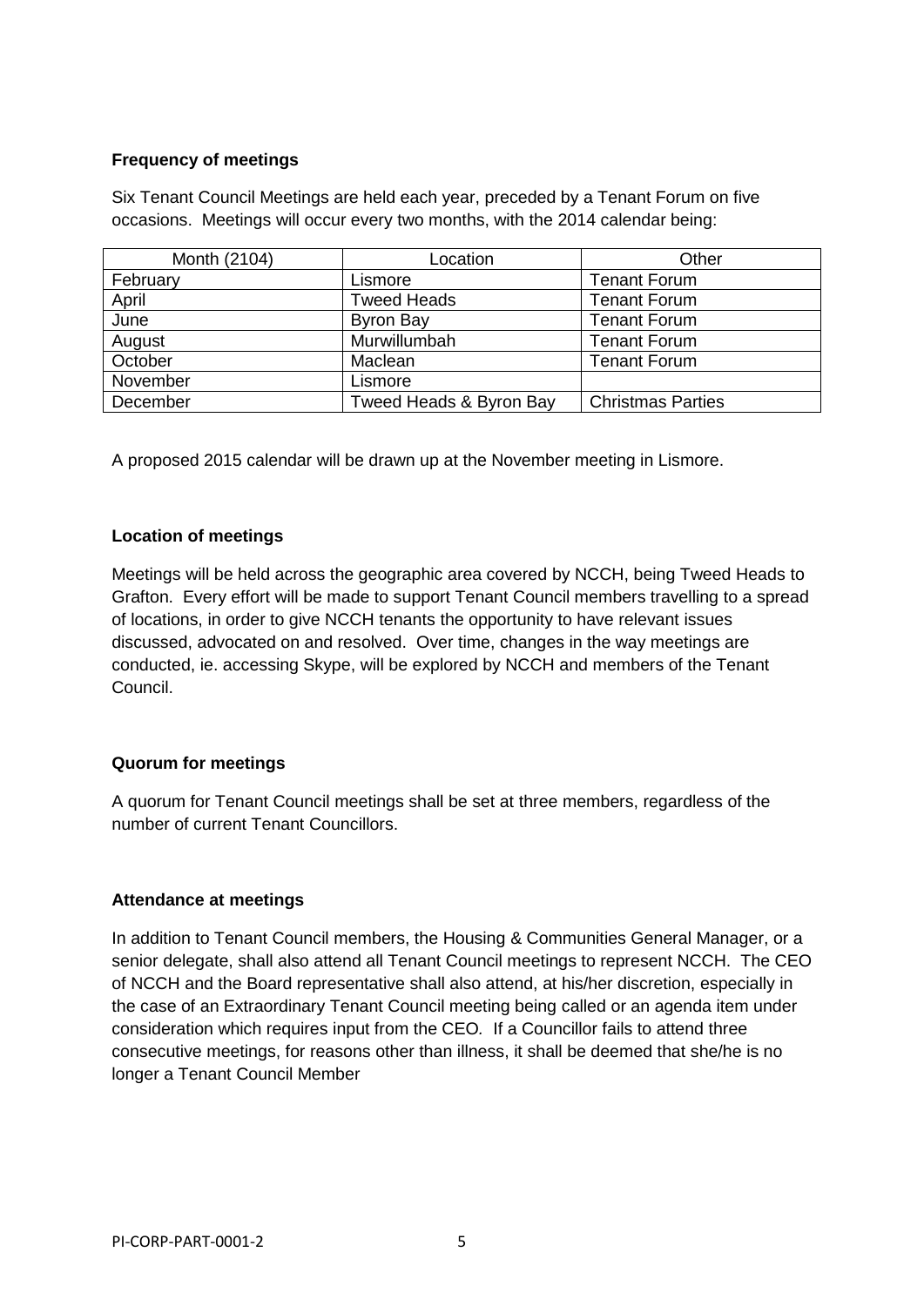**Frequency of meetings**

Six Tenant Council Meetings are held each year, preceded by a Tenant Forum on five occasions. Meetings will occur every two months, with the 2014 calendar being:

| Month (2104) | Location | Other |
|---|---|---|
| February | Lismore | Tenant Forum |
| April | Tweed Heads | Tenant Forum |
| June | Byron Bay | Tenant Forum |
| August | Murwillumbah | Tenant Forum |
| October | Maclean | Tenant Forum |
| November | Lismore | |
| December | Tweed Heads & Byron Bay | Christmas Parties |

A proposed 2015 calendar will be drawn up at the November meeting in Lismore.

**Location of meetings**

Meetings will be held across the geographic area covered by NCCH, being Tweed Heads to Grafton. Every effort will be made to support Tenant Council members travelling to a spread of locations, in order to give NCCH tenants the opportunity to have relevant issues discussed, advocated on and resolved. Over time, changes in the way meetings are conducted, ie. accessing Skype, will be explored by NCCH and members of the Tenant Council.

**Quorum for meetings**

A quorum for Tenant Council meetings shall be set at three members, regardless of the number of current Tenant Councillors.

**Attendance at meetings**

In addition to Tenant Council members, the Housing & Communities General Manager, or a senior delegate, shall also attend all Tenant Council meetings to represent NCCH. The CEO of NCCH and the Board representative shall also attend, at his/her discretion, especially in the case of an Extraordinary Tenant Council meeting being called or an agenda item under consideration which requires input from the CEO. If a Councillor fails to attend three consecutive meetings, for reasons other than illness, it shall be deemed that she/he is no longer a Tenant Council Member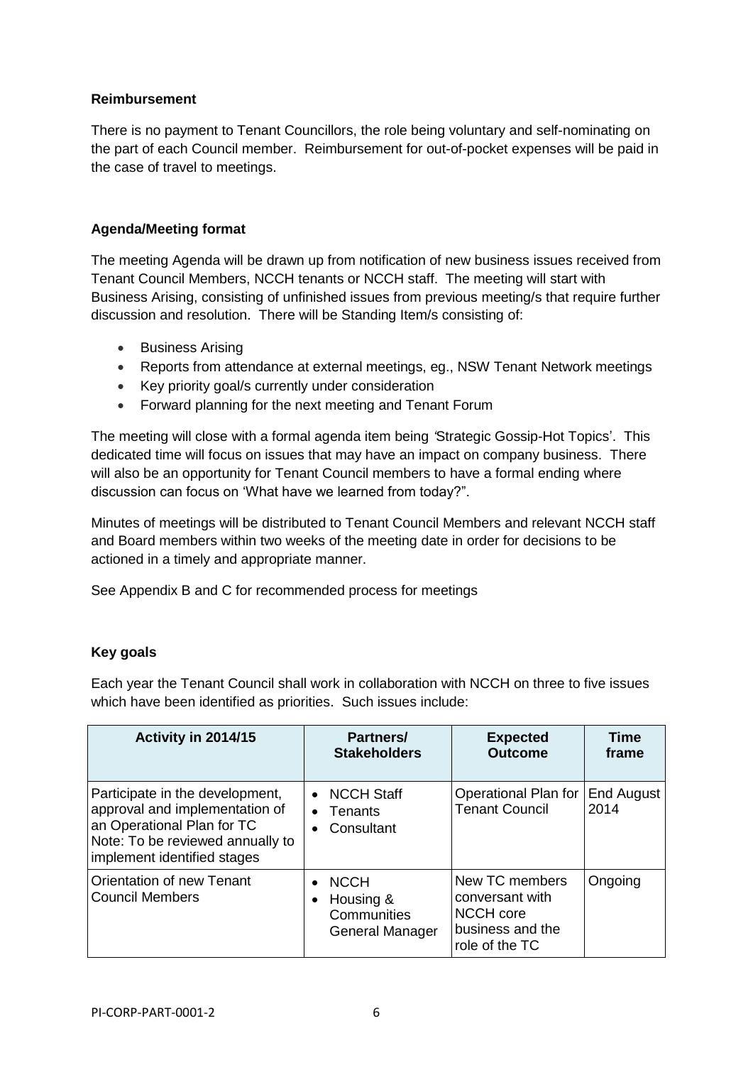**Reimbursement**

There is no payment to Tenant Councillors, the role being voluntary and self-nominating on the part of each Council member. Reimbursement for out-of-pocket expenses will be paid in the case of travel to meetings.

**Agenda/Meeting format**

The meeting Agenda will be drawn up from notification of new business issues received from Tenant Council Members, NCCH tenants or NCCH staff. The meeting will start with Business Arising, consisting of unfinished issues from previous meeting/s that require further discussion and resolution. There will be Standing Item/s consisting of:

- Business Arising
- Reports from attendance at external meetings, eg., NSW Tenant Network meetings
- Key priority goal/s currently under consideration
- Forward planning for the next meeting and Tenant Forum

The meeting will close with a formal agenda item being 'Strategic Gossip-Hot Topics'. This dedicated time will focus on issues that may have an impact on company business. There will also be an opportunity for Tenant Council members to have a formal ending where discussion can focus on 'What have we learned from today?".

Minutes of meetings will be distributed to Tenant Council Members and relevant NCCH staff and Board members within two weeks of the meeting date in order for decisions to be actioned in a timely and appropriate manner.

See Appendix B and C for recommended process for meetings

**Key goals**

Each year the Tenant Council shall work in collaboration with NCCH on three to five issues which have been identified as priorities. Such issues include:

| Activity in 2014/15 | Partners/ Stakeholders | Expected Outcome | Time frame |
|---|---|---|---|
| Participate in the development, approval and implementation of an Operational Plan for TC Note: To be reviewed annually to implement identified stages | • NCCH Staff<br>• Tenants<br>• Consultant | Operational Plan for Tenant Council | End August 2014 |
| Orientation of new Tenant Council Members | • NCCH<br>• Housing & Communities General Manager | New TC members conversant with NCCH core business and the role of the TC | Ongoing |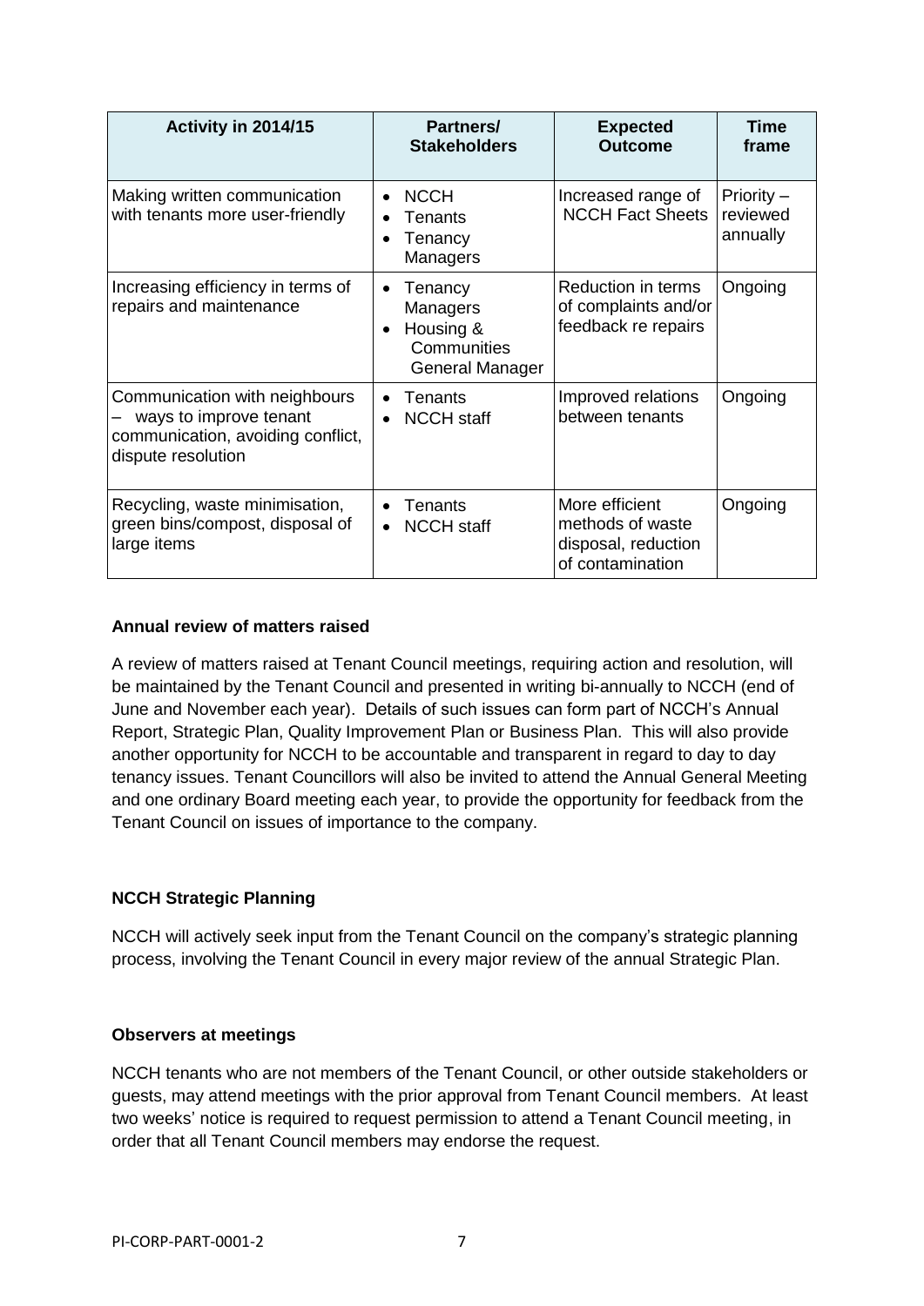| Activity in 2014/15 | Partners/ Stakeholders | Expected Outcome | Time frame |
|---|---|---|---|
| Making written communication with tenants more user-friendly | • NCCH<br>• Tenants<br>• Tenancy Managers | Increased range of NCCH Fact Sheets | Priority – reviewed annually |
| Increasing efficiency in terms of repairs and maintenance | • Tenancy Managers<br>• Housing & Communities General Manager | Reduction in terms of complaints and/or feedback re repairs | Ongoing |
| Communication with neighbours – ways to improve tenant communication, avoiding conflict, dispute resolution | • Tenants<br>• NCCH staff | Improved relations between tenants | Ongoing |
| Recycling, waste minimisation, green bins/compost, disposal of large items | • Tenants<br>• NCCH staff | More efficient methods of waste disposal, reduction of contamination | Ongoing |

**Annual review of matters raised**

A review of matters raised at Tenant Council meetings, requiring action and resolution, will be maintained by the Tenant Council and presented in writing bi-annually to NCCH (end of June and November each year). Details of such issues can form part of NCCH's Annual Report, Strategic Plan, Quality Improvement Plan or Business Plan. This will also provide another opportunity for NCCH to be accountable and transparent in regard to day to day tenancy issues. Tenant Councillors will also be invited to attend the Annual General Meeting and one ordinary Board meeting each year, to provide the opportunity for feedback from the Tenant Council on issues of importance to the company.

**NCCH Strategic Planning**

NCCH will actively seek input from the Tenant Council on the company's strategic planning process, involving the Tenant Council in every major review of the annual Strategic Plan.

**Observers at meetings**

NCCH tenants who are not members of the Tenant Council, or other outside stakeholders or guests, may attend meetings with the prior approval from Tenant Council members. At least two weeks' notice is required to request permission to attend a Tenant Council meeting, in order that all Tenant Council members may endorse the request.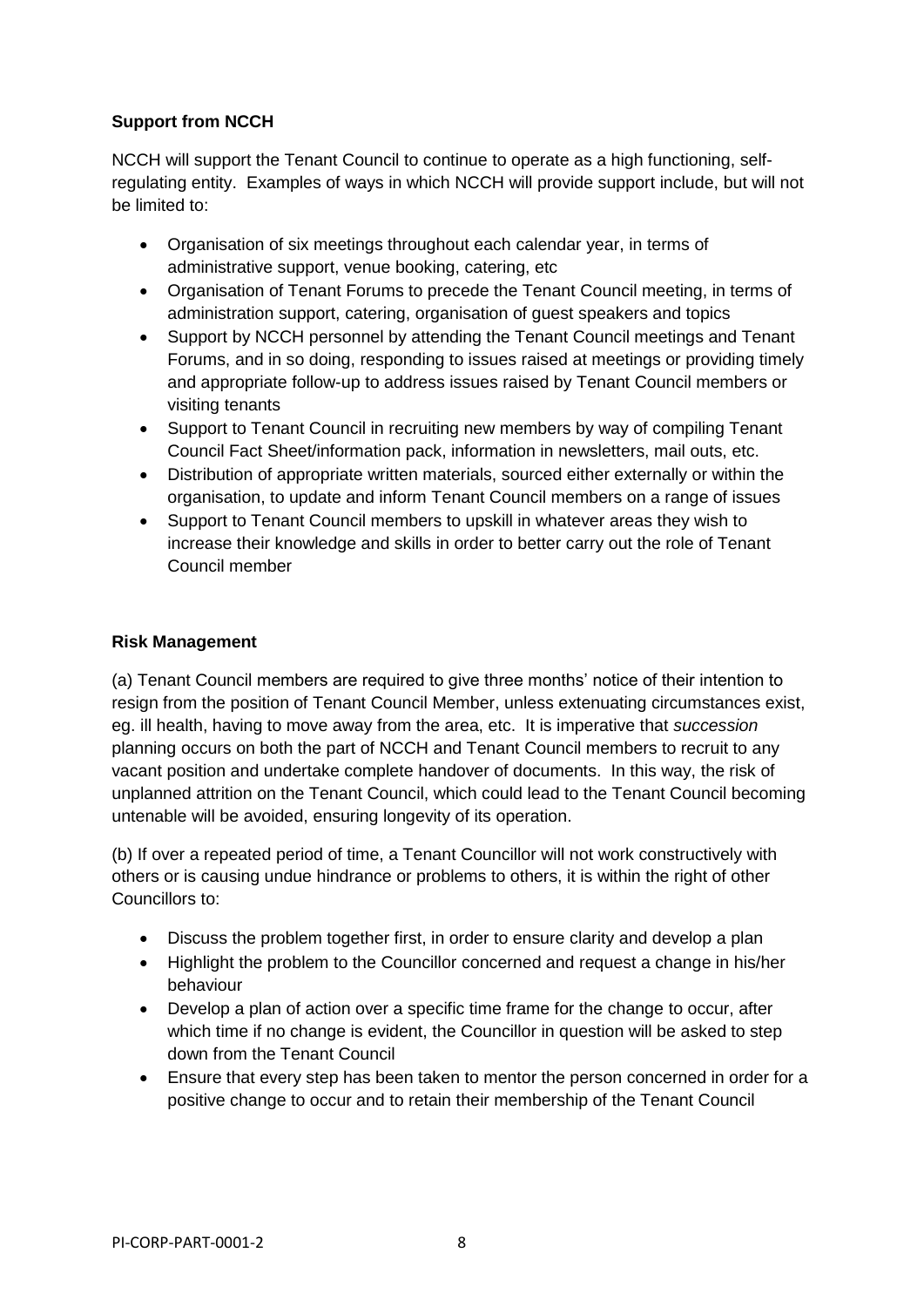**Support from NCCH**

NCCH will support the Tenant Council to continue to operate as a high functioning, self-regulating entity. Examples of ways in which NCCH will provide support include, but will not be limited to:

- Organisation of six meetings throughout each calendar year, in terms of administrative support, venue booking, catering, etc
- Organisation of Tenant Forums to precede the Tenant Council meeting, in terms of administration support, catering, organisation of guest speakers and topics
- Support by NCCH personnel by attending the Tenant Council meetings and Tenant Forums, and in so doing, responding to issues raised at meetings or providing timely and appropriate follow-up to address issues raised by Tenant Council members or visiting tenants
- Support to Tenant Council in recruiting new members by way of compiling Tenant Council Fact Sheet/information pack, information in newsletters, mail outs, etc.
- Distribution of appropriate written materials, sourced either externally or within the organisation, to update and inform Tenant Council members on a range of issues
- Support to Tenant Council members to upskill in whatever areas they wish to increase their knowledge and skills in order to better carry out the role of Tenant Council member

**Risk Management**

(a) Tenant Council members are required to give three months' notice of their intention to resign from the position of Tenant Council Member, unless extenuating circumstances exist, eg. ill health, having to move away from the area, etc. It is imperative that *succession* planning occurs on both the part of NCCH and Tenant Council members to recruit to any vacant position and undertake complete handover of documents. In this way, the risk of unplanned attrition on the Tenant Council, which could lead to the Tenant Council becoming untenable will be avoided, ensuring longevity of its operation.

(b) If over a repeated period of time, a Tenant Councillor will not work constructively with others or is causing undue hindrance or problems to others, it is within the right of other Councillors to:

- Discuss the problem together first, in order to ensure clarity and develop a plan
- Highlight the problem to the Councillor concerned and request a change in his/her behaviour
- Develop a plan of action over a specific time frame for the change to occur, after which time if no change is evident, the Councillor in question will be asked to step down from the Tenant Council
- Ensure that every step has been taken to mentor the person concerned in order for a positive change to occur and to retain their membership of the Tenant Council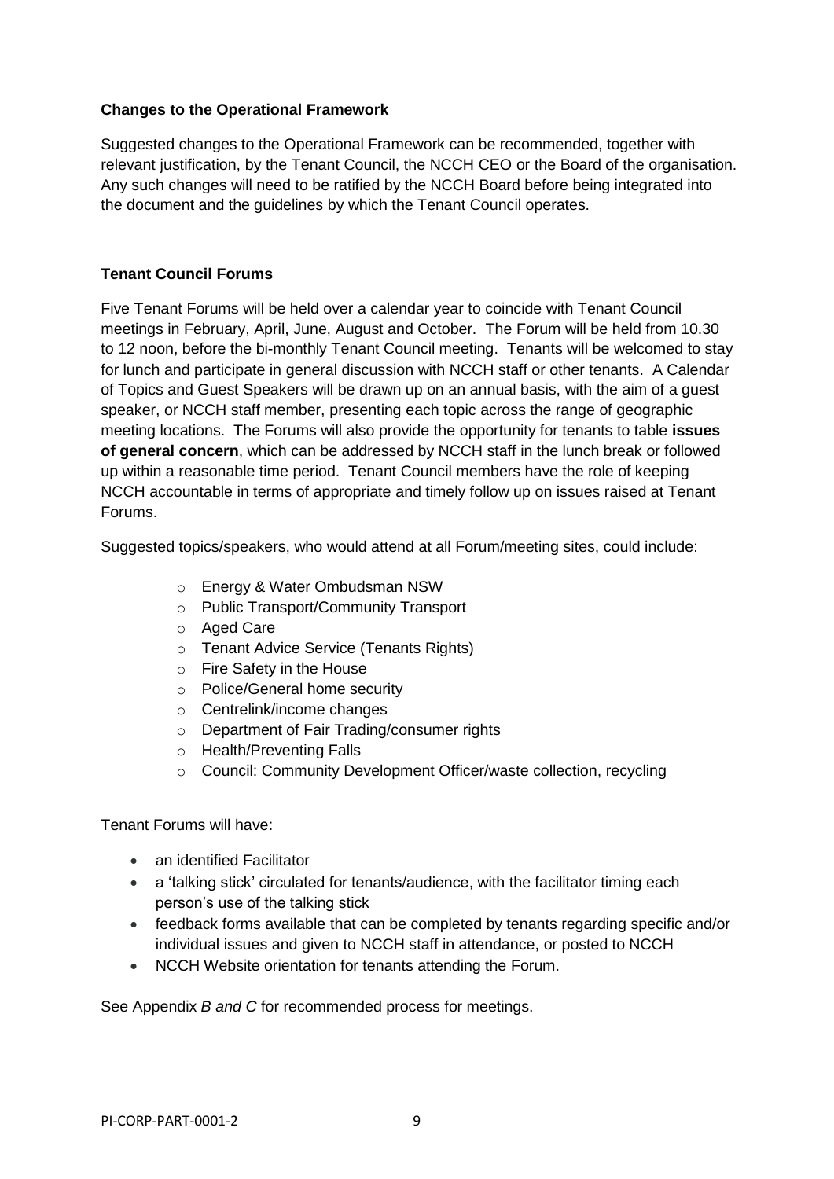**Changes to the Operational Framework**

Suggested changes to the Operational Framework can be recommended, together with relevant justification, by the Tenant Council, the NCCH CEO or the Board of the organisation. Any such changes will need to be ratified by the NCCH Board before being integrated into the document and the guidelines by which the Tenant Council operates.

**Tenant Council Forums**

Five Tenant Forums will be held over a calendar year to coincide with Tenant Council meetings in February, April, June, August and October. The Forum will be held from 10.30 to 12 noon, before the bi-monthly Tenant Council meeting. Tenants will be welcomed to stay for lunch and participate in general discussion with NCCH staff or other tenants. A Calendar of Topics and Guest Speakers will be drawn up on an annual basis, with the aim of a guest speaker, or NCCH staff member, presenting each topic across the range of geographic meeting locations. The Forums will also provide the opportunity for tenants to table **issues of general concern**, which can be addressed by NCCH staff in the lunch break or followed up within a reasonable time period. Tenant Council members have the role of keeping NCCH accountable in terms of appropriate and timely follow up on issues raised at Tenant Forums.

Suggested topics/speakers, who would attend at all Forum/meeting sites, could include:

- Energy & Water Ombudsman NSW
- Public Transport/Community Transport
- Aged Care
- Tenant Advice Service (Tenants Rights)
- Fire Safety in the House
- Police/General home security
- Centrelink/income changes
- Department of Fair Trading/consumer rights
- Health/Preventing Falls
- Council: Community Development Officer/waste collection, recycling

Tenant Forums will have:

- an identified Facilitator
- a 'talking stick' circulated for tenants/audience, with the facilitator timing each person's use of the talking stick
- feedback forms available that can be completed by tenants regarding specific and/or individual issues and given to NCCH staff in attendance, or posted to NCCH
- NCCH Website orientation for tenants attending the Forum.

See Appendix *B and C* for recommended process for meetings.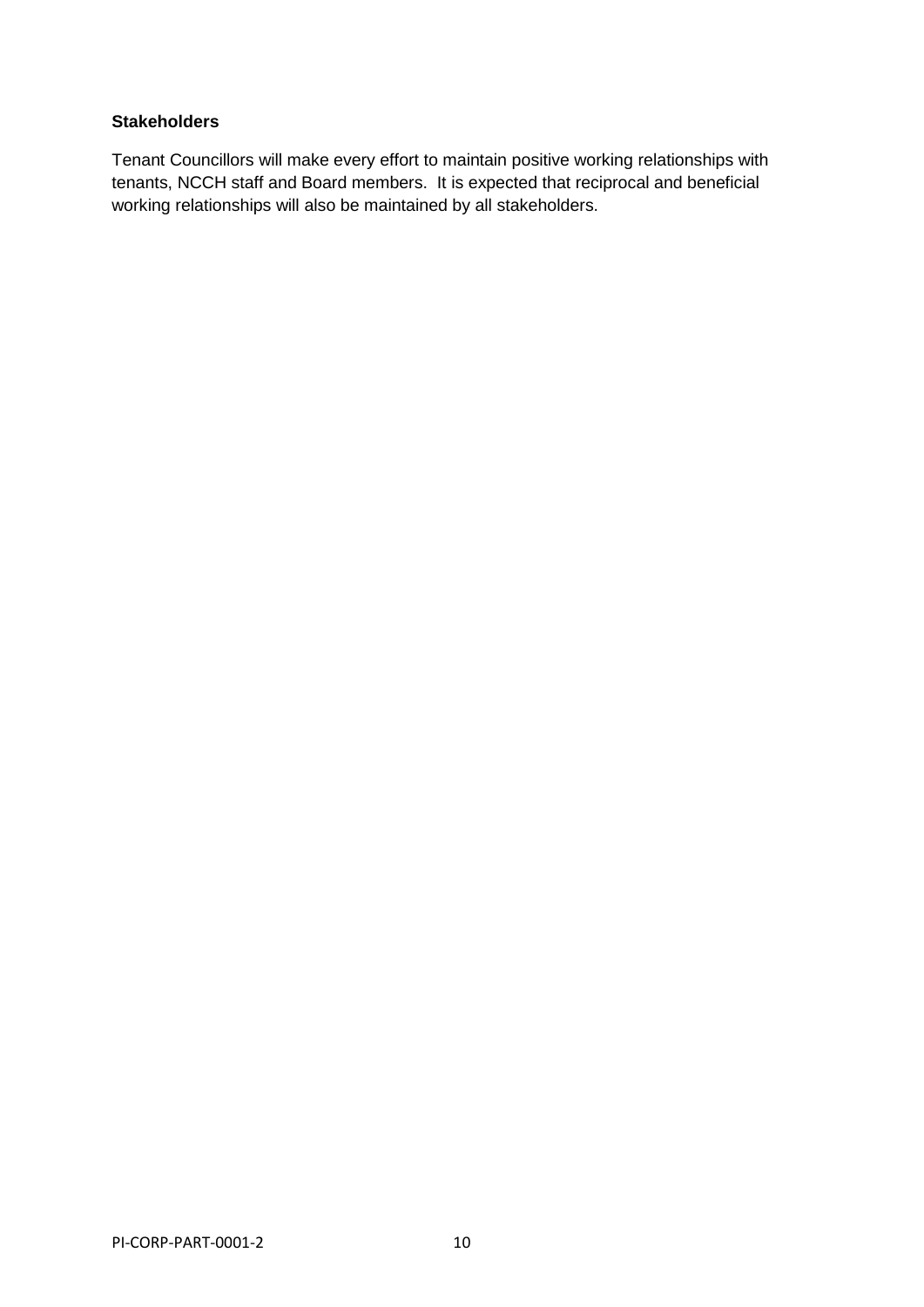**Stakeholders**

Tenant Councillors will make every effort to maintain positive working relationships with tenants, NCCH staff and Board members. It is expected that reciprocal and beneficial working relationships will also be maintained by all stakeholders.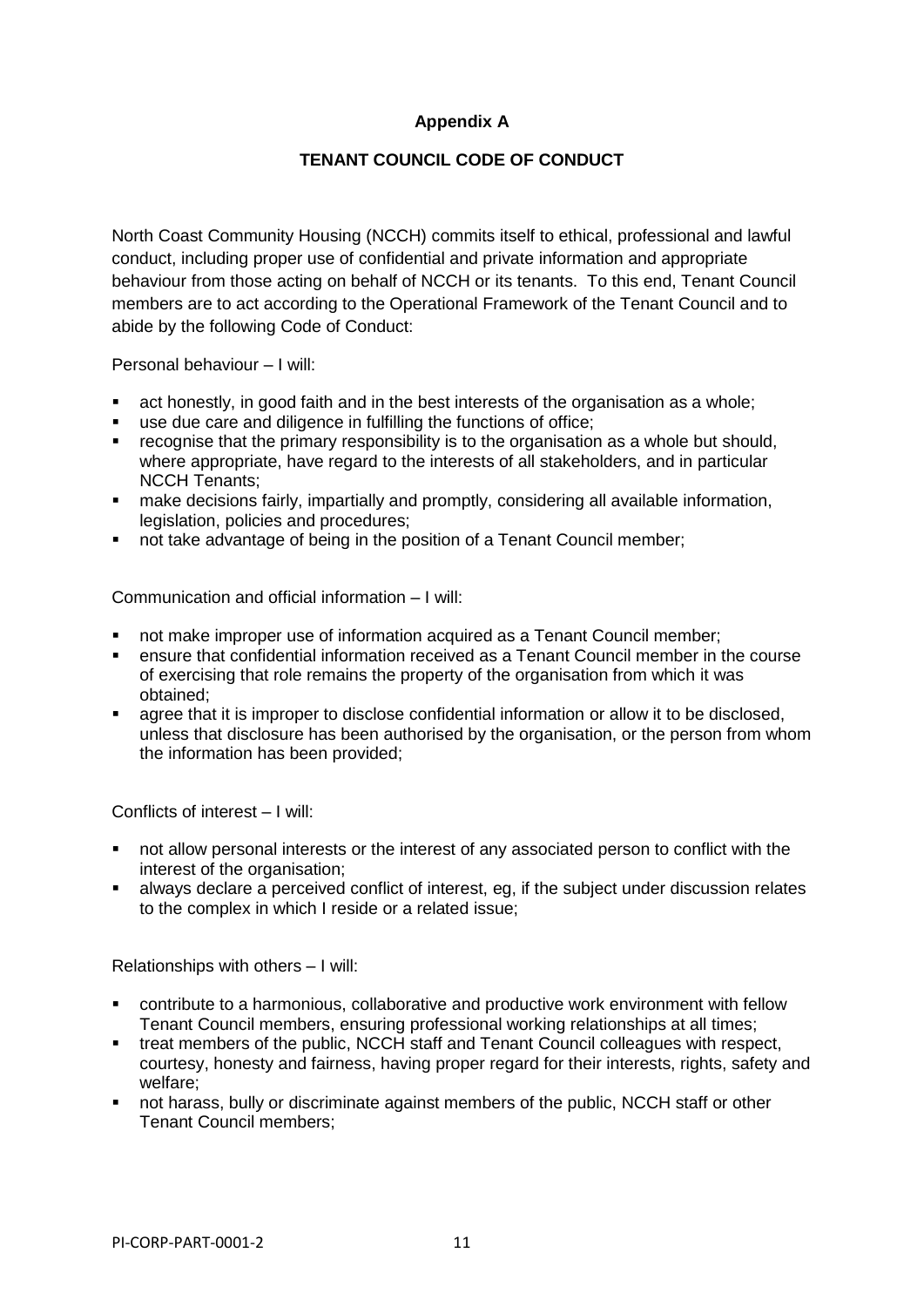**Appendix A**

**TENANT COUNCIL CODE OF CONDUCT**

North Coast Community Housing (NCCH) commits itself to ethical, professional and lawful conduct, including proper use of confidential and private information and appropriate behaviour from those acting on behalf of NCCH or its tenants. To this end, Tenant Council members are to act according to the Operational Framework of the Tenant Council and to abide by the following Code of Conduct:

Personal behaviour – I will:

- act honestly, in good faith and in the best interests of the organisation as a whole;
- use due care and diligence in fulfilling the functions of office;
- recognise that the primary responsibility is to the organisation as a whole but should, where appropriate, have regard to the interests of all stakeholders, and in particular NCCH Tenants;
- make decisions fairly, impartially and promptly, considering all available information, legislation, policies and procedures;
- not take advantage of being in the position of a Tenant Council member;

Communication and official information – I will:

- not make improper use of information acquired as a Tenant Council member;
- ensure that confidential information received as a Tenant Council member in the course of exercising that role remains the property of the organisation from which it was obtained;
- agree that it is improper to disclose confidential information or allow it to be disclosed, unless that disclosure has been authorised by the organisation, or the person from whom the information has been provided;

Conflicts of interest – I will:

- not allow personal interests or the interest of any associated person to conflict with the interest of the organisation;
- always declare a perceived conflict of interest, eg, if the subject under discussion relates to the complex in which I reside or a related issue;

Relationships with others – I will:

- contribute to a harmonious, collaborative and productive work environment with fellow Tenant Council members, ensuring professional working relationships at all times;
- treat members of the public, NCCH staff and Tenant Council colleagues with respect, courtesy, honesty and fairness, having proper regard for their interests, rights, safety and welfare;
- not harass, bully or discriminate against members of the public, NCCH staff or other Tenant Council members;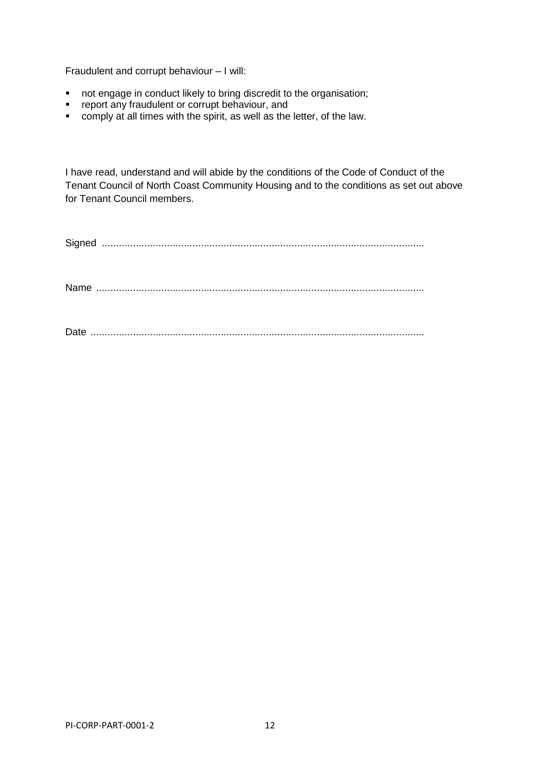Fraudulent and corrupt behaviour – I will:

- not engage in conduct likely to bring discredit to the organisation;
- report any fraudulent or corrupt behaviour, and
- comply at all times with the spirit, as well as the letter, of the law.

I have read, understand and will abide by the conditions of the Code of Conduct of the Tenant Council of North Coast Community Housing and to the conditions as set out above for Tenant Council members.

Signed ..................................................................................................................

Name ....................................................................................................................

Date ......................................................................................................................

PI-CORP-PART-0001-2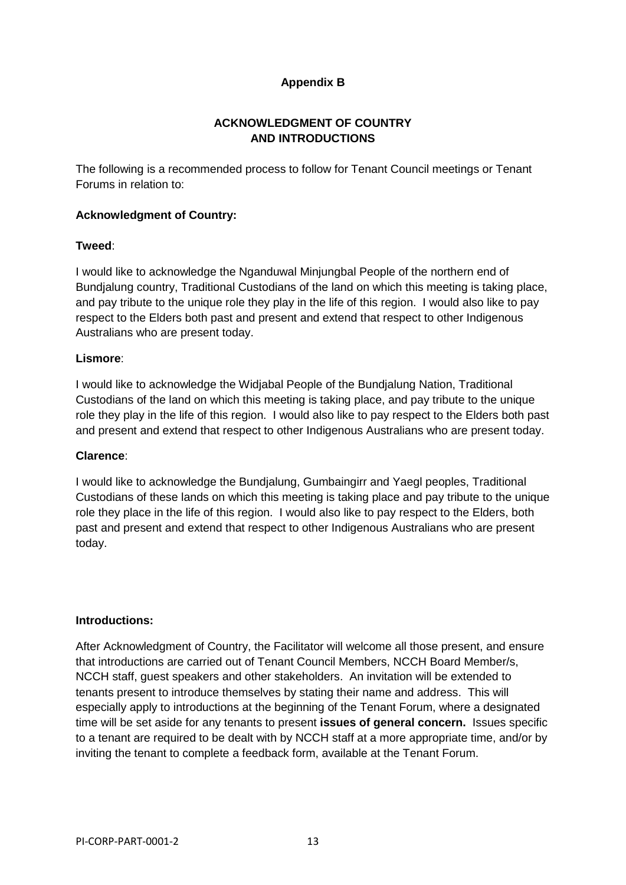## Appendix B

### ACKNOWLEDGMENT OF COUNTRY AND INTRODUCTIONS

The following is a recommended process to follow for Tenant Council meetings or Tenant Forums in relation to:

**Acknowledgment of Country:**

**Tweed**:

I would like to acknowledge the Nganduwal Minjungbal People of the northern end of Bundjalung country, Traditional Custodians of the land on which this meeting is taking place, and pay tribute to the unique role they play in the life of this region. I would also like to pay respect to the Elders both past and present and extend that respect to other Indigenous Australians who are present today.

**Lismore**:

I would like to acknowledge the Widjabal People of the Bundjalung Nation, Traditional Custodians of the land on which this meeting is taking place, and pay tribute to the unique role they play in the life of this region. I would also like to pay respect to the Elders both past and present and extend that respect to other Indigenous Australians who are present today.

**Clarence**:

I would like to acknowledge the Bundjalung, Gumbaingirr and Yaegl peoples, Traditional Custodians of these lands on which this meeting is taking place and pay tribute to the unique role they place in the life of this region. I would also like to pay respect to the Elders, both past and present and extend that respect to other Indigenous Australians who are present today.

**Introductions:**

After Acknowledgment of Country, the Facilitator will welcome all those present, and ensure that introductions are carried out of Tenant Council Members, NCCH Board Member/s, NCCH staff, guest speakers and other stakeholders. An invitation will be extended to tenants present to introduce themselves by stating their name and address. This will especially apply to introductions at the beginning of the Tenant Forum, where a designated time will be set aside for any tenants to present **issues of general concern.** Issues specific to a tenant are required to be dealt with by NCCH staff at a more appropriate time, and/or by inviting the tenant to complete a feedback form, available at the Tenant Forum.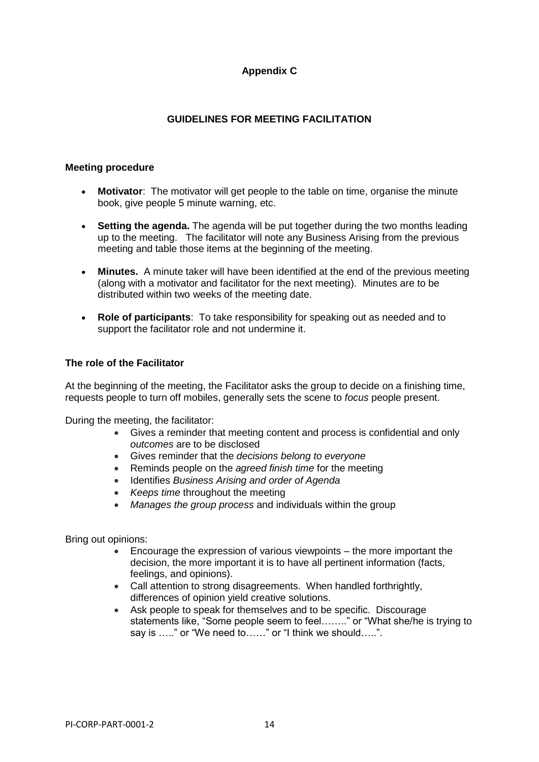**Appendix C**

## GUIDELINES FOR MEETING FACILITATION

### Meeting procedure

- **Motivator**: The motivator will get people to the table on time, organise the minute book, give people 5 minute warning, etc.
- **Setting the agenda.** The agenda will be put together during the two months leading up to the meeting. The facilitator will note any Business Arising from the previous meeting and table those items at the beginning of the meeting.
- **Minutes.** A minute taker will have been identified at the end of the previous meeting (along with a motivator and facilitator for the next meeting). Minutes are to be distributed within two weeks of the meeting date.
- **Role of participants**: To take responsibility for speaking out as needed and to support the facilitator role and not undermine it.

### The role of the Facilitator

At the beginning of the meeting, the Facilitator asks the group to decide on a finishing time, requests people to turn off mobiles, generally sets the scene to *focus* people present.

During the meeting, the facilitator:

- Gives a reminder that meeting content and process is confidential and only *outcomes* are to be disclosed
- Gives reminder that the *decisions belong to everyone*
- Reminds people on the *agreed finish time* for the meeting
- Identifies *Business Arising and order of Agenda*
- *Keeps time* throughout the meeting
- *Manages the group process* and individuals within the group

Bring out opinions:

- Encourage the expression of various viewpoints – the more important the decision, the more important it is to have all pertinent information (facts, feelings, and opinions).
- Call attention to strong disagreements. When handled forthrightly, differences of opinion yield creative solutions.
- Ask people to speak for themselves and to be specific. Discourage statements like, "Some people seem to feel…….." or "What she/he is trying to say is ….." or "We need to……" or "I think we should…..".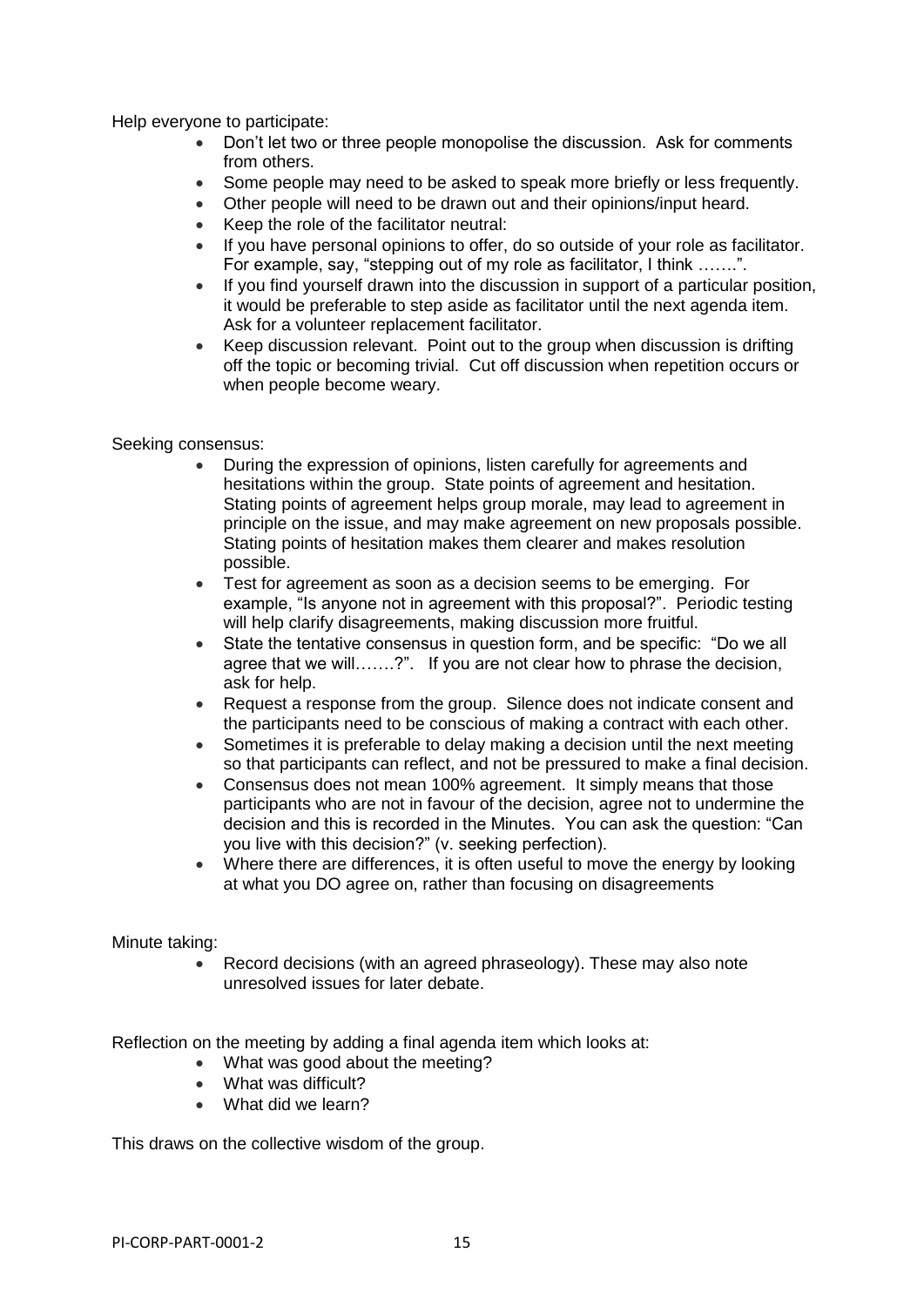Help everyone to participate:

- Don't let two or three people monopolise the discussion. Ask for comments from others.
- Some people may need to be asked to speak more briefly or less frequently.
- Other people will need to be drawn out and their opinions/input heard.
- Keep the role of the facilitator neutral:
- If you have personal opinions to offer, do so outside of your role as facilitator. For example, say, "stepping out of my role as facilitator, I think …….".
- If you find yourself drawn into the discussion in support of a particular position, it would be preferable to step aside as facilitator until the next agenda item. Ask for a volunteer replacement facilitator.
- Keep discussion relevant. Point out to the group when discussion is drifting off the topic or becoming trivial. Cut off discussion when repetition occurs or when people become weary.

Seeking consensus:

- During the expression of opinions, listen carefully for agreements and hesitations within the group. State points of agreement and hesitation. Stating points of agreement helps group morale, may lead to agreement in principle on the issue, and may make agreement on new proposals possible. Stating points of hesitation makes them clearer and makes resolution possible.
- Test for agreement as soon as a decision seems to be emerging. For example, "Is anyone not in agreement with this proposal?". Periodic testing will help clarify disagreements, making discussion more fruitful.
- State the tentative consensus in question form, and be specific: "Do we all agree that we will…….?". If you are not clear how to phrase the decision, ask for help.
- Request a response from the group. Silence does not indicate consent and the participants need to be conscious of making a contract with each other.
- Sometimes it is preferable to delay making a decision until the next meeting so that participants can reflect, and not be pressured to make a final decision.
- Consensus does not mean 100% agreement. It simply means that those participants who are not in favour of the decision, agree not to undermine the decision and this is recorded in the Minutes. You can ask the question: "Can you live with this decision?" (v. seeking perfection).
- Where there are differences, it is often useful to move the energy by looking at what you DO agree on, rather than focusing on disagreements

Minute taking:

- Record decisions (with an agreed phraseology). These may also note unresolved issues for later debate.

Reflection on the meeting by adding a final agenda item which looks at:

- What was good about the meeting?
- What was difficult?
- What did we learn?

This draws on the collective wisdom of the group.